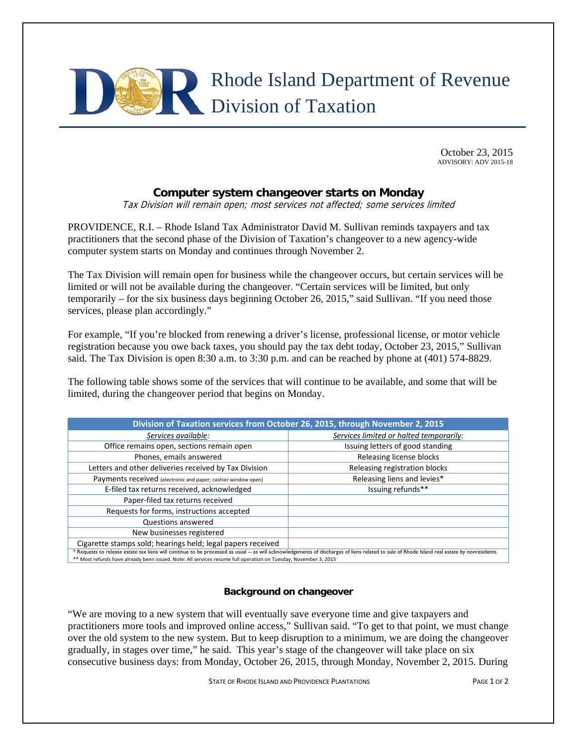# Rhode Island Department of Revenue
## Division of Taxation

October 23, 2015
ADVISORY: ADV 2015-18

### Computer system changeover starts on Monday

*Tax Division will remain open; most services not affected; some services limited*

PROVIDENCE, R.I. – Rhode Island Tax Administrator David M. Sullivan reminds taxpayers and tax practitioners that the second phase of the Division of Taxation's changeover to a new agency-wide computer system starts on Monday and continues through November 2.

The Tax Division will remain open for business while the changeover occurs, but certain services will be limited or will not be available during the changeover. "Certain services will be limited, but only temporarily – for the six business days beginning October 26, 2015," said Sullivan. "If you need those services, please plan accordingly."

For example, "If you're blocked from renewing a driver's license, professional license, or motor vehicle registration because you owe back taxes, you should pay the tax debt today, October 23, 2015," Sullivan said. The Tax Division is open 8:30 a.m. to 3:30 p.m. and can be reached by phone at (401) 574-8829.

The following table shows some of the services that will continue to be available, and some that will be limited, during the changeover period that begins on Monday.

| Division of Taxation services from October 26, 2015, through November 2, 2015 | |
|---|---|
| *Services available:* | *Services limited or halted temporarily:* |
| Office remains open, sections remain open | Issuing letters of good standing |
| Phones, emails answered | Releasing license blocks |
| Letters and other deliveries received by Tax Division | Releasing registration blocks |
| Payments received (electronic and paper; cashier window open) | Releasing liens and levies* |
| E-filed tax returns received, acknowledged | Issuing refunds** |
| Paper-filed tax returns received | |
| Requests for forms, instructions accepted | |
| Questions answered | |
| New businesses registered | |
| Cigarette stamps sold; hearings held; legal papers received | |

\* Requests to release estate tax liens will continue to be processed as usual -- as will acknowledgements of discharges of liens related to sale of Rhode Island real estate by nonresidents.
\*\* Most refunds have already been issued. Note: All services resume full operation on Tuesday, November 3, 2015

#### Background on changeover

"We are moving to a new system that will eventually save everyone time and give taxpayers and practitioners more tools and improved online access," Sullivan said. "To get to that point, we must change over the old system to the new system. But to keep disruption to a minimum, we are doing the changeover gradually, in stages over time," he said. This year's stage of the changeover will take place on six consecutive business days: from Monday, October 26, 2015, through Monday, November 2, 2015. During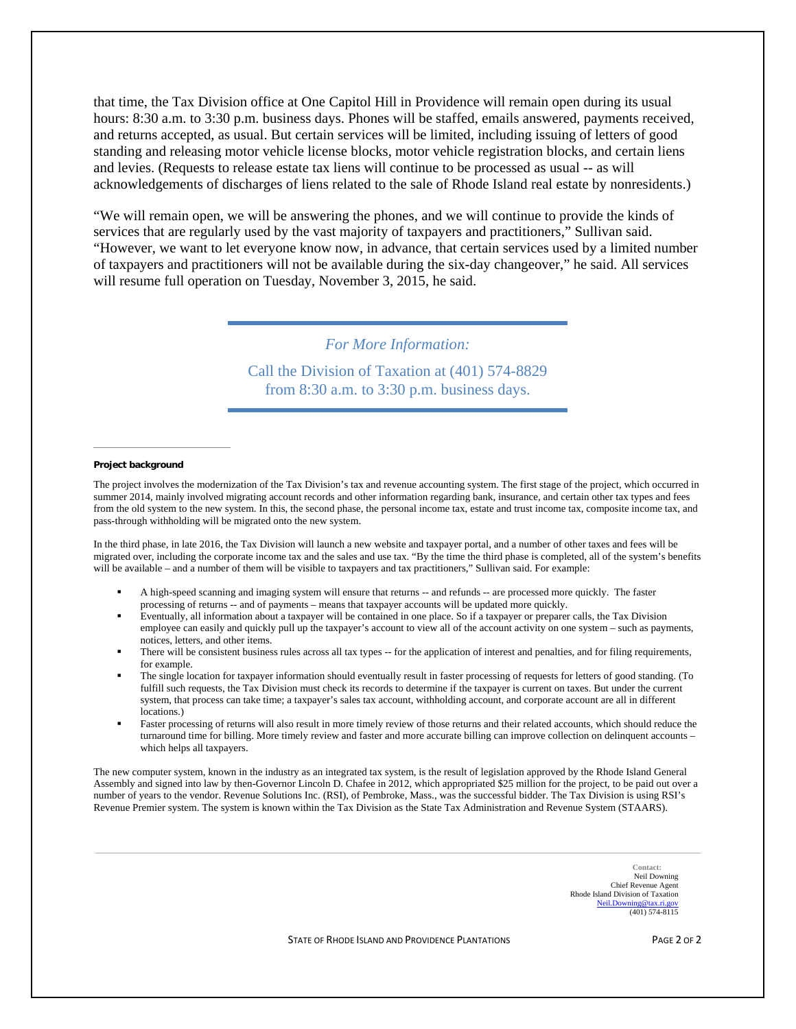that time, the Tax Division office at One Capitol Hill in Providence will remain open during its usual hours: 8:30 a.m. to 3:30 p.m. business days. Phones will be staffed, emails answered, payments received, and returns accepted, as usual. But certain services will be limited, including issuing of letters of good standing and releasing motor vehicle license blocks, motor vehicle registration blocks, and certain liens and levies. (Requests to release estate tax liens will continue to be processed as usual -- as will acknowledgements of discharges of liens related to the sale of Rhode Island real estate by nonresidents.)

"We will remain open, we will be answering the phones, and we will continue to provide the kinds of services that are regularly used by the vast majority of taxpayers and practitioners," Sullivan said. "However, we want to let everyone know now, in advance, that certain services used by a limited number of taxpayers and practitioners will not be available during the six-day changeover," he said. All services will resume full operation on Tuesday, November 3, 2015, he said.

*For More Information:*

Call the Division of Taxation at (401) 574-8829 from 8:30 a.m. to 3:30 p.m. business days.

---

**Project background**

The project involves the modernization of the Tax Division's tax and revenue accounting system. The first stage of the project, which occurred in summer 2014, mainly involved migrating account records and other information regarding bank, insurance, and certain other tax types and fees from the old system to the new system. In this, the second phase, the personal income tax, estate and trust income tax, composite income tax, and pass-through withholding will be migrated onto the new system.

In the third phase, in late 2016, the Tax Division will launch a new website and taxpayer portal, and a number of other taxes and fees will be migrated over, including the corporate income tax and the sales and use tax. "By the time the third phase is completed, all of the system's benefits will be available – and a number of them will be visible to taxpayers and tax practitioners," Sullivan said. For example:

- A high-speed scanning and imaging system will ensure that returns -- and refunds -- are processed more quickly. The faster processing of returns -- and of payments – means that taxpayer accounts will be updated more quickly.
- Eventually, all information about a taxpayer will be contained in one place. So if a taxpayer or preparer calls, the Tax Division employee can easily and quickly pull up the taxpayer's account to view all of the account activity on one system – such as payments, notices, letters, and other items.
- There will be consistent business rules across all tax types -- for the application of interest and penalties, and for filing requirements, for example.
- The single location for taxpayer information should eventually result in faster processing of requests for letters of good standing. (To fulfill such requests, the Tax Division must check its records to determine if the taxpayer is current on taxes. But under the current system, that process can take time; a taxpayer's sales tax account, withholding account, and corporate account are all in different locations.)
- Faster processing of returns will also result in more timely review of those returns and their related accounts, which should reduce the turnaround time for billing. More timely review and faster and more accurate billing can improve collection on delinquent accounts – which helps all taxpayers.

The new computer system, known in the industry as an integrated tax system, is the result of legislation approved by the Rhode Island General Assembly and signed into law by then-Governor Lincoln D. Chafee in 2012, which appropriated $25 million for the project, to be paid out over a number of years to the vendor. Revenue Solutions Inc. (RSI), of Pembroke, Mass., was the successful bidder. The Tax Division is using RSI's Revenue Premier system. The system is known within the Tax Division as the State Tax Administration and Revenue System (STAARS).

---

Contact:
Neil Downing
Chief Revenue Agent
Rhode Island Division of Taxation
Neil.Downing@tax.ri.gov
(401) 574-8115